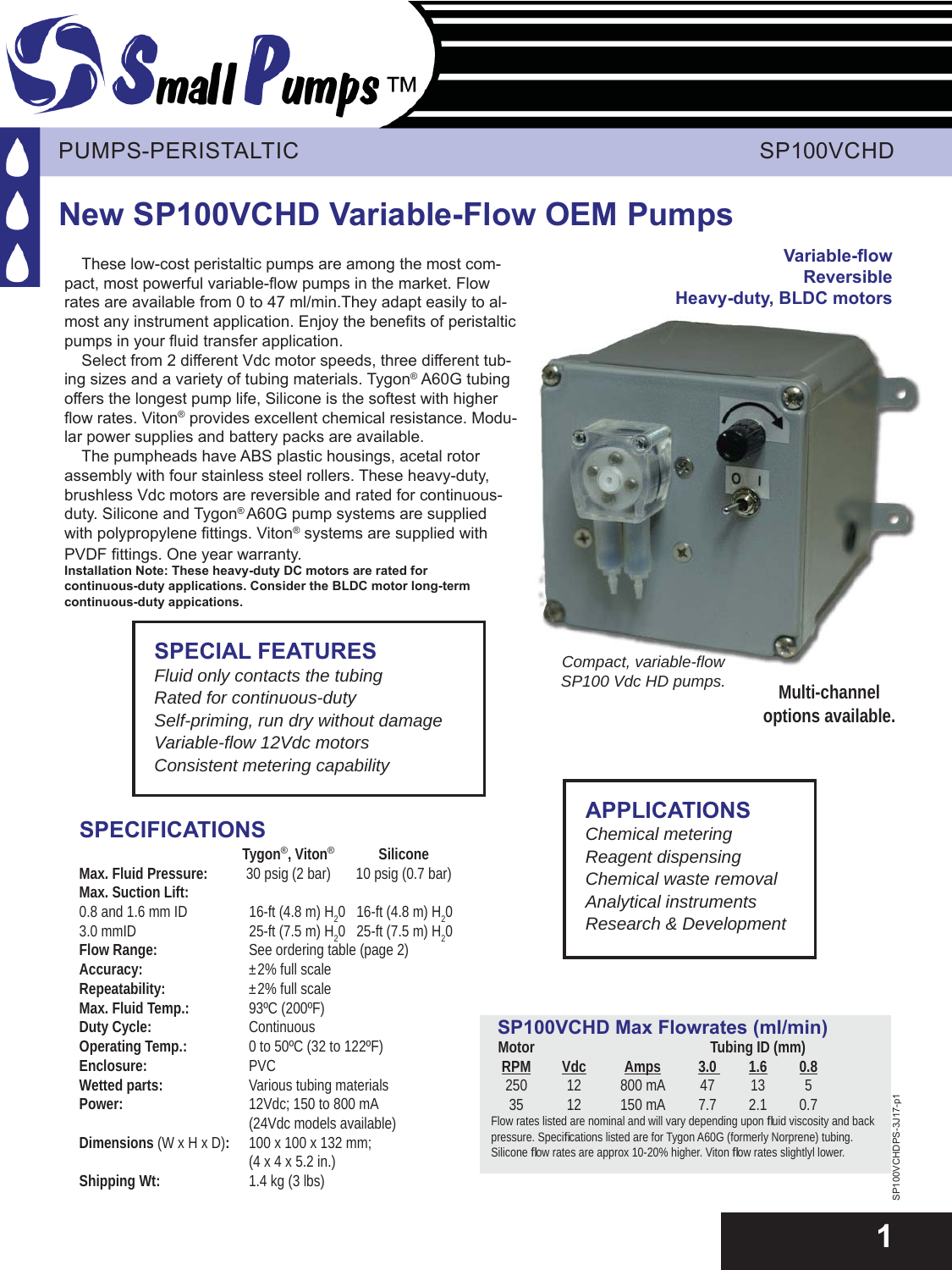PUMPS-PERISTALTIC SP100VCHD

# New SP100VCHD Variable-Flow OEM Pumps

These low-cost peristaltic pumps are among the most compact, most powerful variable-flow pumps in the market. Flow rates are available from 0 to 47 ml/min.They adapt easily to almost any instrument application. Enjoy the benefits of peristaltic pumps in your fluid transfer application.

Select from 2 different Vdc motor speeds, three different tubing sizes and a variety of tubing materials. Tygon® A60G tubing offers the longest pump life, Silicone is the softest with higher flow rates. Viton® provides excellent chemical resistance. Modular power supplies and battery packs are available.

The pumpheads have ABS plastic housings, acetal rotor assembly with four stainless steel rollers. These heavy-duty, brushless Vdc motors are reversible and rated for continuous-duty. Silicone and Tygon® A60G pump systems are supplied with polypropylene fittings. Viton® systems are supplied with PVDF fittings. One year warranty.

**Installation Note: These heavy-duty DC motors are rated for continuous-duty applications. Consider the BLDC motor long-term continuous-duty apications.**

**Variable-flow**
**Reversible**
**Heavy-duty, BLDC motors**

*Compact, variable-flow SP100 Vdc HD pumps.*

**Multi-channel options available.**

## SPECIAL FEATURES

*Fluid only contacts the tubing*
*Rated for continuous-duty*
*Self-priming, run dry without damage*
*Variable-flow 12Vdc motors*
*Consistent metering capability*

## APPLICATIONS

*Chemical metering*
*Reagent dispensing*
*Chemical waste removal*
*Analytical instruments*
*Research & Development*

## SPECIFICATIONS

| | Tygon®, Viton® | Silicone |
|---|---|---|
| **Max. Fluid Pressure:** | 30 psig (2 bar) | 10 psig (0.7 bar) |
| **Max. Suction Lift:** | | |
| 0.8 and 1.6 mm ID | 16-ft (4.8 m) $H_2O$ | 16-ft (4.8 m) $H_2O$ |
| 3.0 mmID | 25-ft (7.5 m) $H_2O$ | 25-ft (7.5 m) $H_2O$ |
| **Flow Range:** | See ordering table (page 2) | |
| **Accuracy:** | ±2% full scale | |
| **Repeatability:** | ±2% full scale | |
| **Max. Fluid Temp.:** | 93ºC (200ºF) | |
| **Duty Cycle:** | Continuous | |
| **Operating Temp.:** | 0 to 50ºC (32 to 122ºF) | |
| **Enclosure:** | PVC | |
| **Wetted parts:** | Various tubing materials | |
| **Power:** | 12Vdc; 150 to 800 mA (24Vdc models available) | |
| **Dimensions** (W x H x D)**:** | 100 x 100 x 132 mm; (4 x 4 x 5.2 in.) | |
| **Shipping Wt:** | 1.4 kg (3 lbs) | |

## SP100VCHD Max Flowrates (ml/min)

| Motor | | | Tubing ID (mm) | | |
|---|---|---|---|---|---|
| RPM | Vdc | Amps | 3.0 | 1.6 | 0.8 |
| 250 | 12 | 800 mA | 47 | 13 | 5 |
| 35 | 12 | 150 mA | 7.7 | 2.1 | 0.7 |

Flow rates listed are nominal and will vary depending upon fluid viscosity and back pressure. Specifications listed are for Tygon A60G (formerly Norprene) tubing. Silicone flow rates are approx 10-20% higher. Viton flow rates slightlyl lower.

SP100VCHDPS-3J17-p1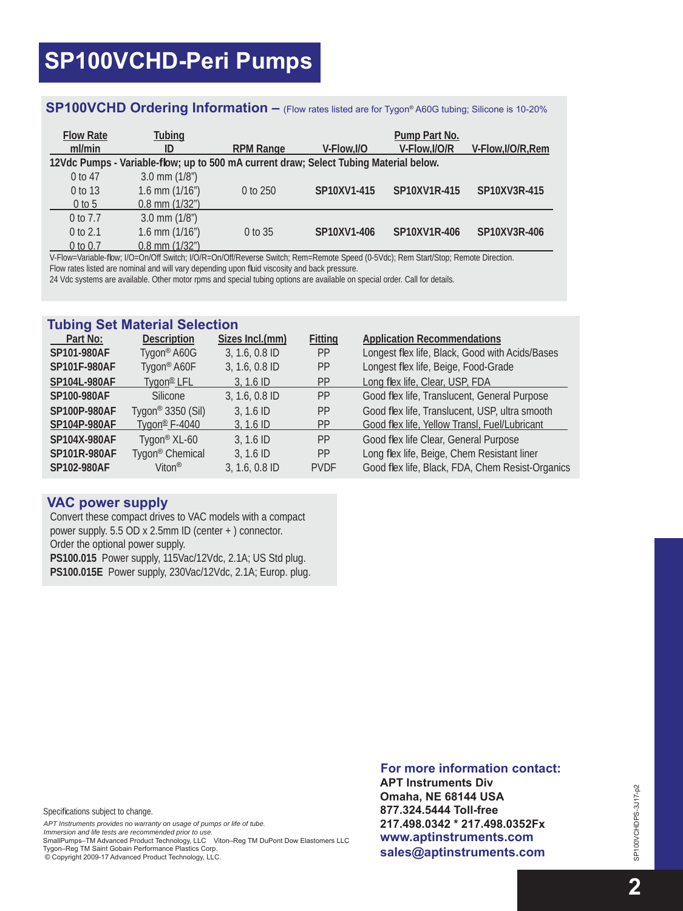# SP100VCHD-Peri Pumps

## SP100VCHD Ordering Information – (Flow rates listed are for Tygon® A60G tubing; Silicone is 10-20%

| Flow Rate ml/min | Tubing ID | RPM Range | Pump Part No. V-Flow,I/O | V-Flow,I/O/R | V-Flow,I/O/R,Rem |
|---|---|---|---|---|---|
| **12Vdc Pumps - Variable-flow; up to 500 mA current draw; Select Tubing Material below.** | | | | | |
| 0 to 47 | 3.0 mm (1/8") | | | | |
| 0 to 13 | 1.6 mm (1/16") | 0 to 250 | **SP10XV1-415** | **SP10XV1R-415** | **SP10XV3R-415** |
| 0 to 5 | 0.8 mm (1/32") | | | | |
| 0 to 7.7 | 3.0 mm (1/8") | | | | |
| 0 to 2.1 | 1.6 mm (1/16") | 0 to 35 | **SP10XV1-406** | **SP10XV1R-406** | **SP10XV3R-406** |
| 0 to 0.7 | 0.8 mm (1/32") | | | | |

V-Flow=Variable-flow; I/O=On/Off Switch; I/O/R=On/Off/Reverse Switch; Rem=Remote Speed (0-5Vdc); Rem Start/Stop; Remote Direction.
Flow rates listed are nominal and will vary depending upon fluid viscosity and back pressure.
24 Vdc systems are available. Other motor rpms and special tubing options are available on special order. Call for details.

## Tubing Set Material Selection

| Part No: | Description | Sizes Incl.(mm) | Fitting | Application Recommendations |
|---|---|---|---|---|
| **SP101-980AF** | Tygon® A60G | 3, 1.6, 0.8 ID | PP | Longest flex life, Black, Good with Acids/Bases |
| **SP101F-980AF** | Tygon® A60F | 3, 1.6, 0.8 ID | PP | Longest flex life, Beige, Food-Grade |
| **SP104L-980AF** | Tygon® LFL | 3, 1.6 ID | PP | Long flex life, Clear, USP, FDA |
| **SP100-980AF** | Silicone | 3, 1.6, 0.8 ID | PP | Good flex life, Translucent, General Purpose |
| **SP100P-980AF** | Tygon® 3350 (Sil) | 3, 1.6 ID | PP | Good flex life, Translucent, USP, ultra smooth |
| **SP104P-980AF** | Tygon® F-4040 | 3, 1.6 ID | PP | Good flex life, Yellow Transl, Fuel/Lubricant |
| **SP104X-980AF** | Tygon® XL-60 | 3, 1.6 ID | PP | Good flex life Clear, General Purpose |
| **SP101R-980AF** | Tygon® Chemical | 3, 1.6 ID | PP | Long flex life, Beige, Chem Resistant liner |
| **SP102-980AF** | Viton® | 3, 1.6, 0.8 ID | PVDF | Good flex life, Black, FDA, Chem Resist-Organics |

## VAC power supply

Convert these compact drives to VAC models with a compact power supply. 5.5 OD x 2.5mm ID (center + ) connector. Order the optional power supply.

**PS100.015** Power supply, 115Vac/12Vdc, 2.1A; US Std plug.
**PS100.015E** Power supply, 230Vac/12Vdc, 2.1A; Europ. plug.

Specifications subject to change.

*APT Instruments provides no warranty on usage of pumps or life of tube.*
*Immersion and life tests are recommended prior to use.*
SmallPumps–TM Advanced Product Technology, LLC Viton–Reg TM DuPont Dow Elastomers LLC
Tygon–Reg TM Saint Gobain Performance Plastics Corp.
© Copyright 2009-17 Advanced Product Technology, LLC.

### For more information contact:

**APT Instruments Div**
**Omaha, NE 68144 USA**
**877.324.5444 Toll-free**
**217.498.0342 * 217.498.0352Fx**
**www.aptinstruments.com**
**sales@aptinstruments.com**

SP100VCHDPS-3J17-p2